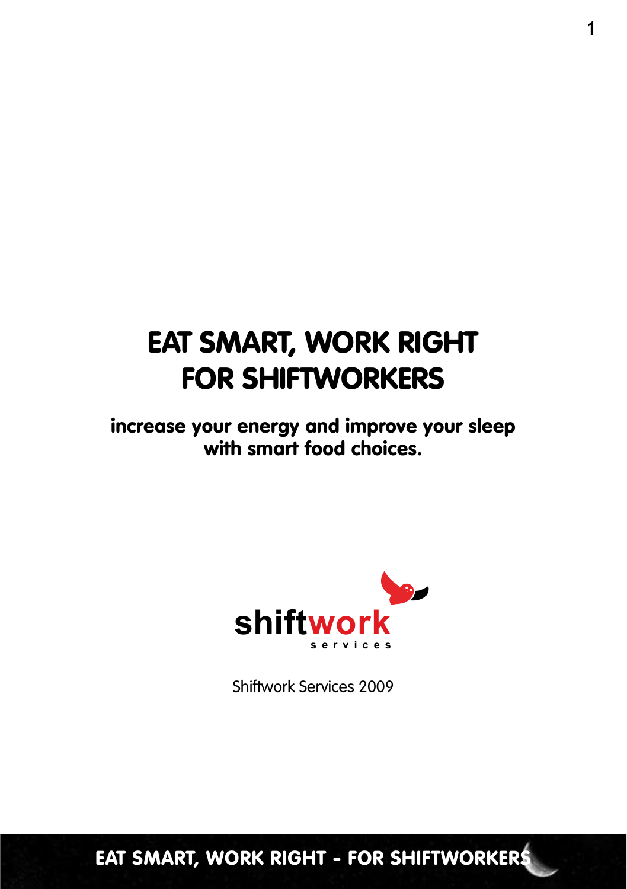# EAT SMART, WORK RIGHT FOR SHIFTWORKERS

**increase your energy and improve your sleep with smart food choices.**

shiftwork services

Shiftwork Services 2009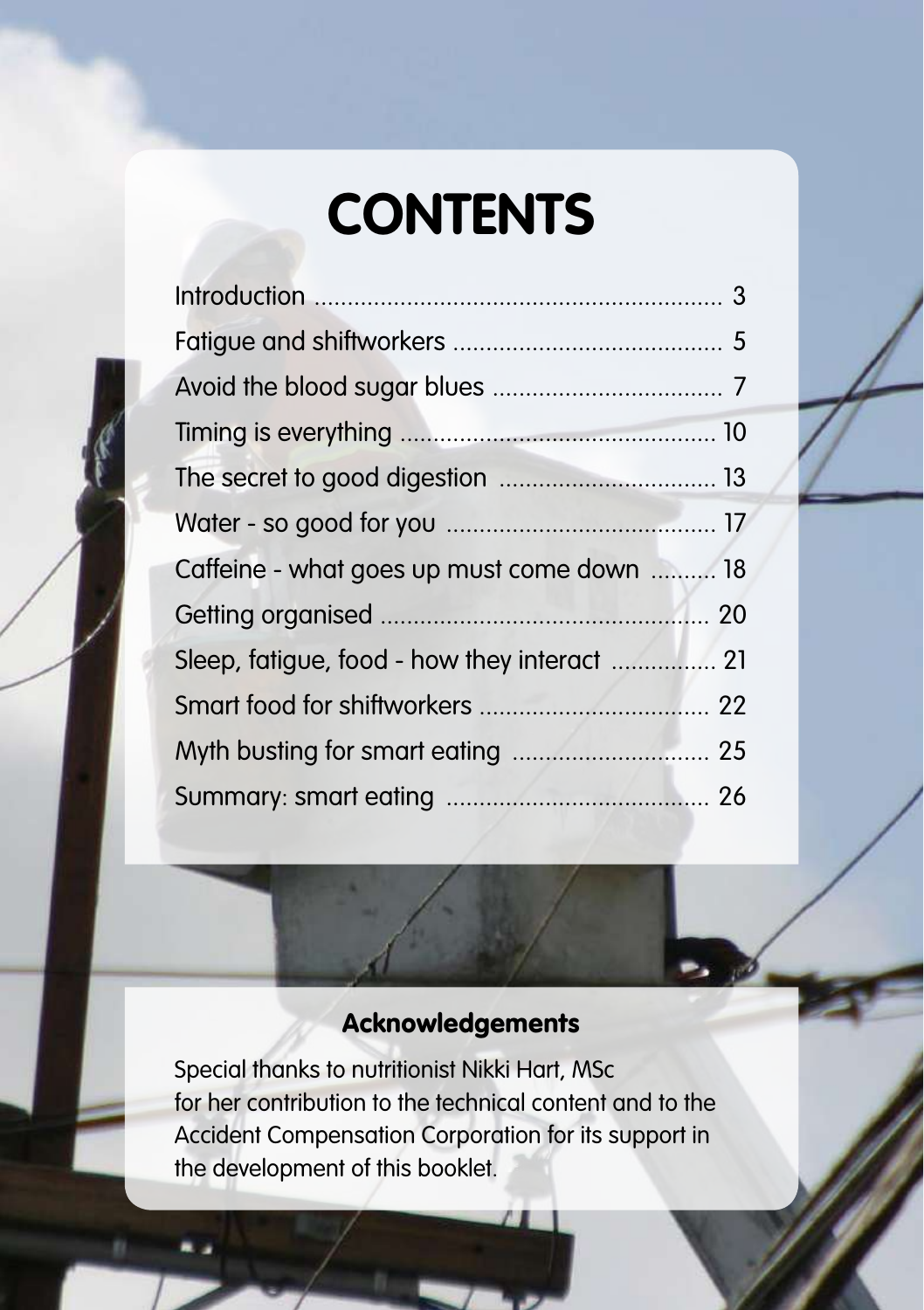# CONTENTS

| | |
|---|---|
| Introduction | 3 |
| Fatigue and shiftworkers | 5 |
| Avoid the blood sugar blues | 7 |
| Timing is everything | 10 |
| The secret to good digestion | 13 |
| Water - so good for you | 17 |
| Caffeine - what goes up must come down | 18 |
| Getting organised | 20 |
| Sleep, fatigue, food - how they interact | 21 |
| Smart food for shiftworkers | 22 |
| Myth busting for smart eating | 25 |
| Summary: smart eating | 26 |

## Acknowledgements

Special thanks to nutritionist Nikki Hart, MSc for her contribution to the technical content and to the Accident Compensation Corporation for its support in the development of this booklet.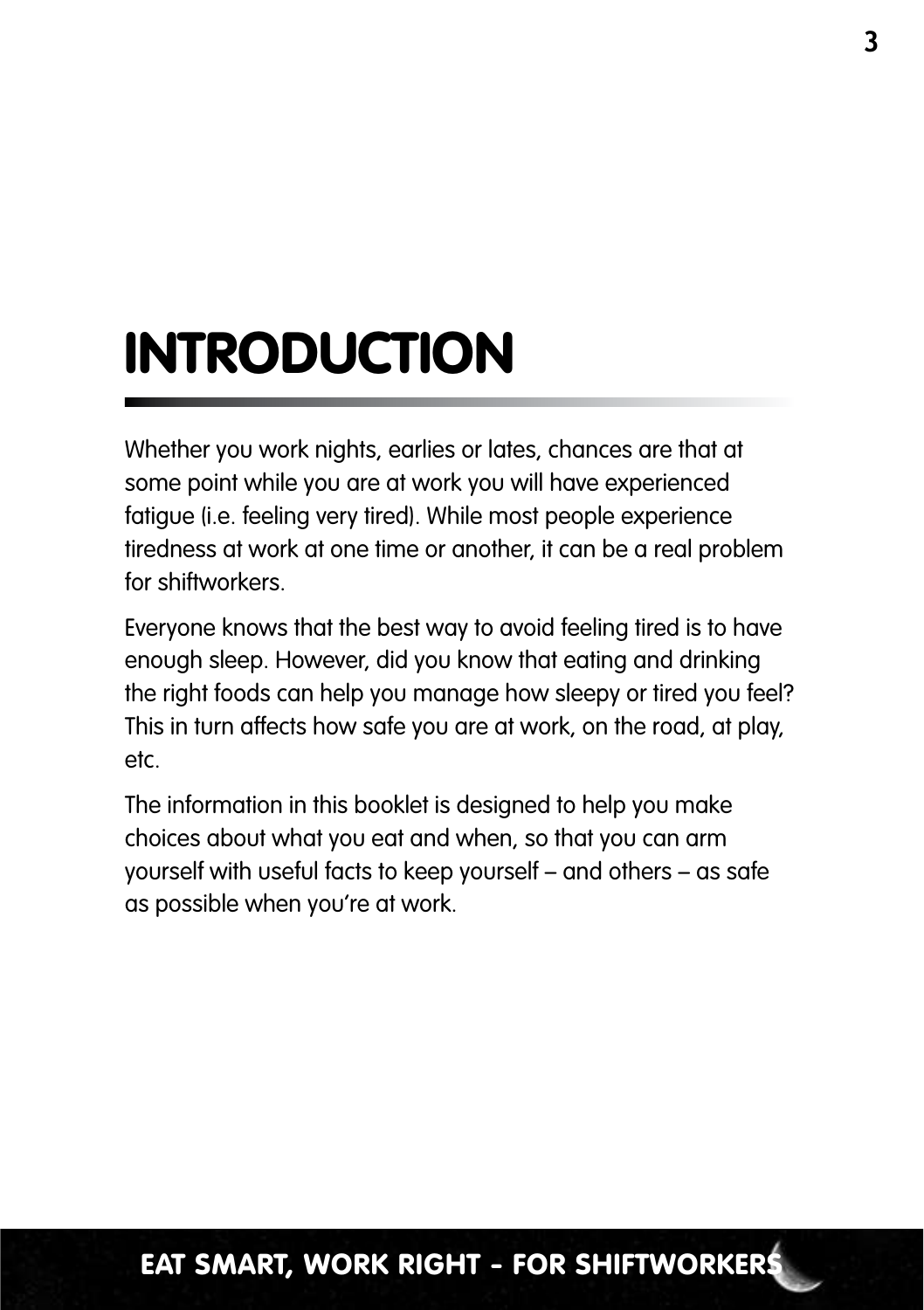# INTRODUCTION

Whether you work nights, earlies or lates, chances are that at some point while you are at work you will have experienced fatigue (i.e. feeling very tired). While most people experience tiredness at work at one time or another, it can be a real problem for shiftworkers.

Everyone knows that the best way to avoid feeling tired is to have enough sleep. However, did you know that eating and drinking the right foods can help you manage how sleepy or tired you feel? This in turn affects how safe you are at work, on the road, at play, etc.

The information in this booklet is designed to help you make choices about what you eat and when, so that you can arm yourself with useful facts to keep yourself – and others – as safe as possible when you're at work.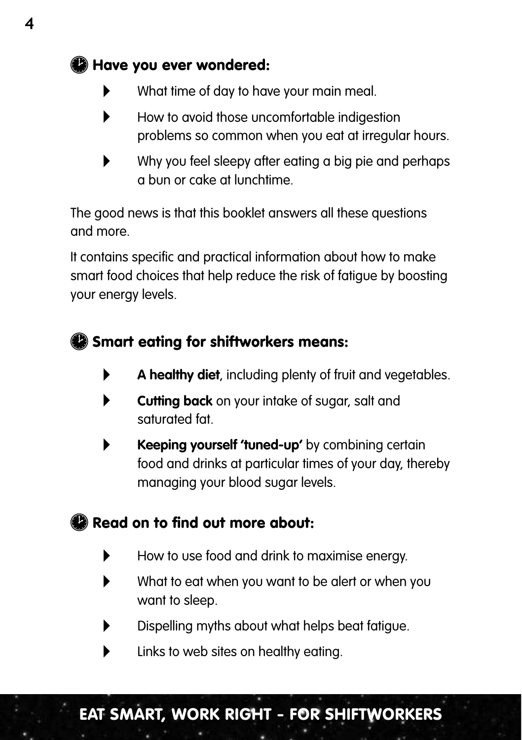## Have you ever wondered:

- What time of day to have your main meal.
- How to avoid those uncomfortable indigestion problems so common when you eat at irregular hours.
- Why you feel sleepy after eating a big pie and perhaps a bun or cake at lunchtime.

The good news is that this booklet answers all these questions and more.

It contains specific and practical information about how to make smart food choices that help reduce the risk of fatigue by boosting your energy levels.

## Smart eating for shiftworkers means:

- **A healthy diet**, including plenty of fruit and vegetables.
- **Cutting back** on your intake of sugar, salt and saturated fat.
- **Keeping yourself 'tuned-up'** by combining certain food and drinks at particular times of your day, thereby managing your blood sugar levels.

## Read on to find out more about:

- How to use food and drink to maximise energy.
- What to eat when you want to be alert or when you want to sleep.
- Dispelling myths about what helps beat fatigue.
- Links to web sites on healthy eating.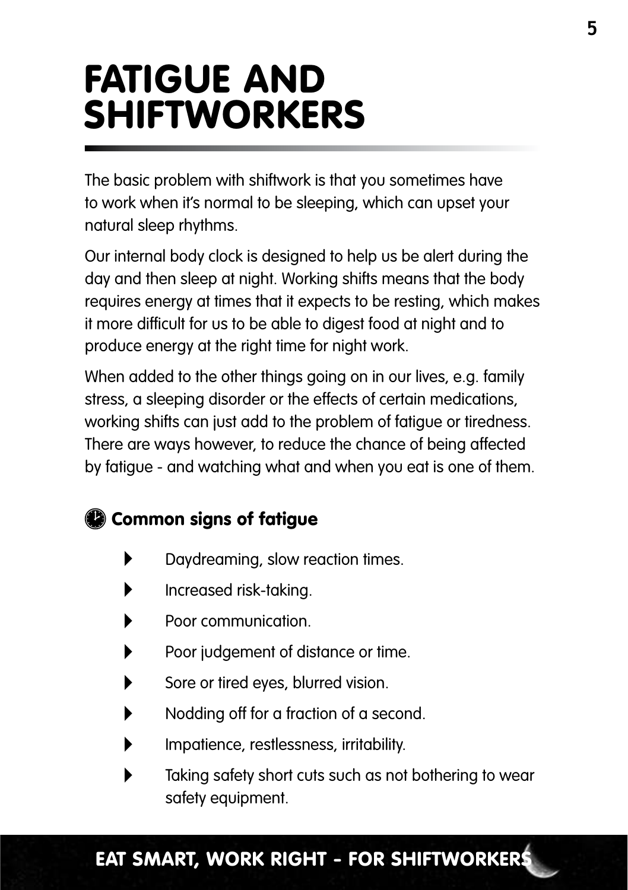# FATIGUE AND SHIFTWORKERS

The basic problem with shiftwork is that you sometimes have to work when it's normal to be sleeping, which can upset your natural sleep rhythms.

Our internal body clock is designed to help us be alert during the day and then sleep at night. Working shifts means that the body requires energy at times that it expects to be resting, which makes it more difficult for us to be able to digest food at night and to produce energy at the right time for night work.

When added to the other things going on in our lives, e.g. family stress, a sleeping disorder or the effects of certain medications, working shifts can just add to the problem of fatigue or tiredness. There are ways however, to reduce the chance of being affected by fatigue - and watching what and when you eat is one of them.

## Common signs of fatigue

- Daydreaming, slow reaction times.
- Increased risk-taking.
- Poor communication.
- Poor judgement of distance or time.
- Sore or tired eyes, blurred vision.
- Nodding off for a fraction of a second.
- Impatience, restlessness, irritability.
- Taking safety short cuts such as not bothering to wear safety equipment.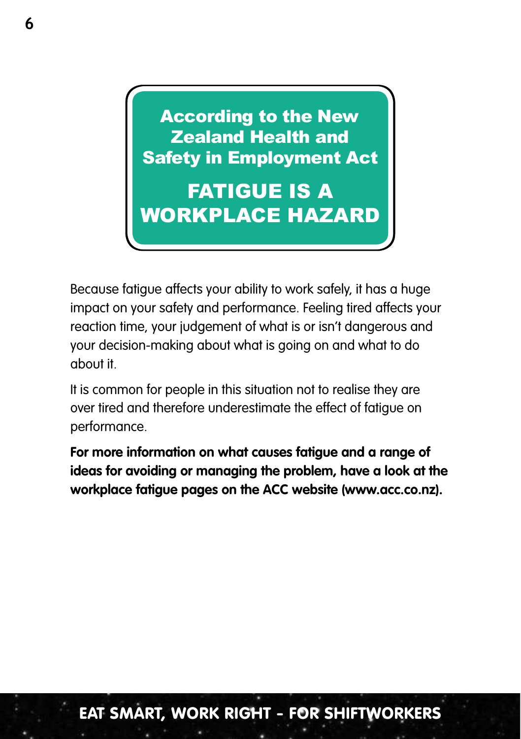**According to the New Zealand Health and Safety in Employment Act**

## FATIGUE IS A WORKPLACE HAZARD

Because fatigue affects your ability to work safely, it has a huge impact on your safety and performance. Feeling tired affects your reaction time, your judgement of what is or isn't dangerous and your decision-making about what is going on and what to do about it.

It is common for people in this situation not to realise they are over tired and therefore underestimate the effect of fatigue on performance.

**For more information on what causes fatigue and a range of ideas for avoiding or managing the problem, have a look at the workplace fatigue pages on the ACC website (www.acc.co.nz).**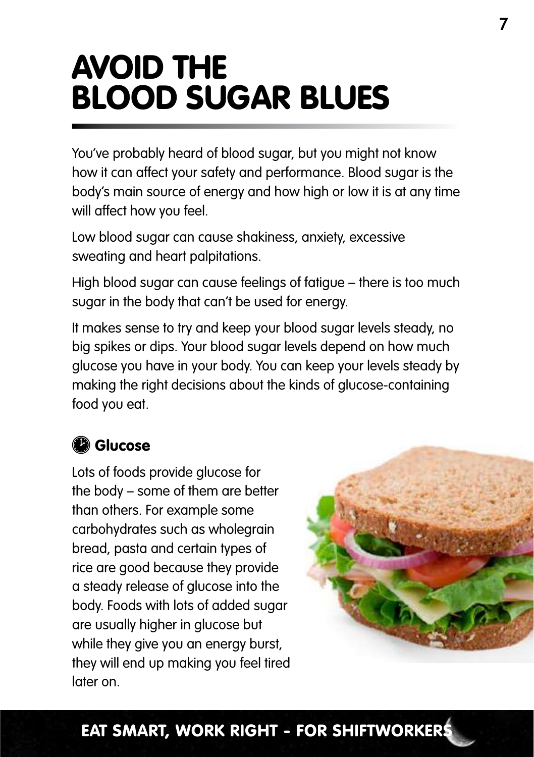# AVOID THE BLOOD SUGAR BLUES

You've probably heard of blood sugar, but you might not know how it can affect your safety and performance. Blood sugar is the body's main source of energy and how high or low it is at any time will affect how you feel.

Low blood sugar can cause shakiness, anxiety, excessive sweating and heart palpitations.

High blood sugar can cause feelings of fatigue – there is too much sugar in the body that can't be used for energy.

It makes sense to try and keep your blood sugar levels steady, no big spikes or dips. Your blood sugar levels depend on how much glucose you have in your body. You can keep your levels steady by making the right decisions about the kinds of glucose-containing food you eat.

## Glucose

Lots of foods provide glucose for the body – some of them are better than others. For example some carbohydrates such as wholegrain bread, pasta and certain types of rice are good because they provide a steady release of glucose into the body. Foods with lots of added sugar are usually higher in glucose but while they give you an energy burst, they will end up making you feel tired later on.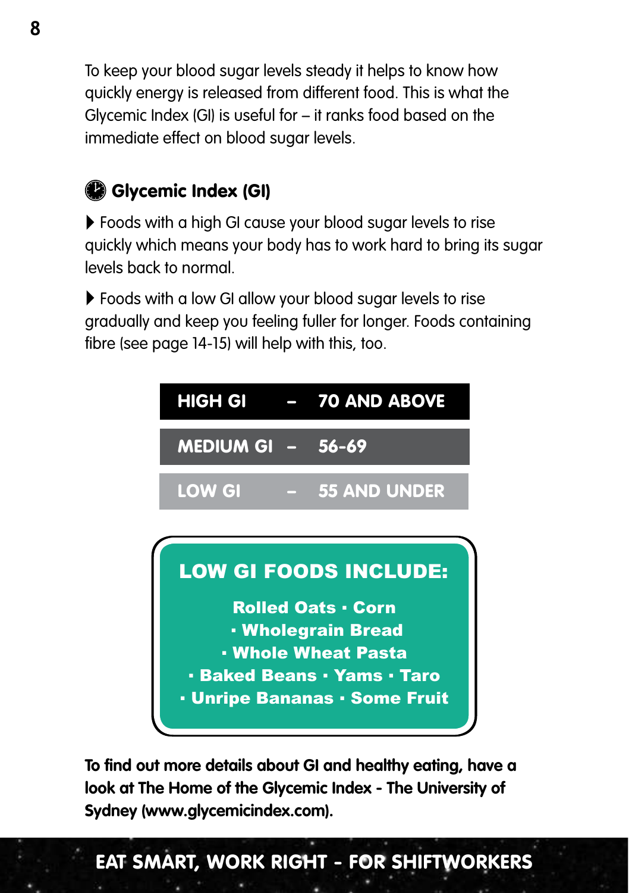To keep your blood sugar levels steady it helps to know how quickly energy is released from different food. This is what the Glycemic Index (GI) is useful for – it ranks food based on the immediate effect on blood sugar levels.

## Glycemic Index (GI)

- Foods with a high GI cause your blood sugar levels to rise quickly which means your body has to work hard to bring its sugar levels back to normal.
- Foods with a low GI allow your blood sugar levels to rise gradually and keep you feeling fuller for longer. Foods containing fibre (see page 14-15) will help with this, too.

| | |
|---|---|
| **HIGH GI** | **70 AND ABOVE** |
| **MEDIUM GI** | **56-69** |
| **LOW GI** | **55 AND UNDER** |

### LOW GI FOODS INCLUDE:

**Rolled Oats · Corn · Wholegrain Bread · Whole Wheat Pasta · Baked Beans · Yams · Taro · Unripe Bananas · Some Fruit**

**To find out more details about GI and healthy eating, have a look at The Home of the Glycemic Index - The University of Sydney (www.glycemicindex.com).**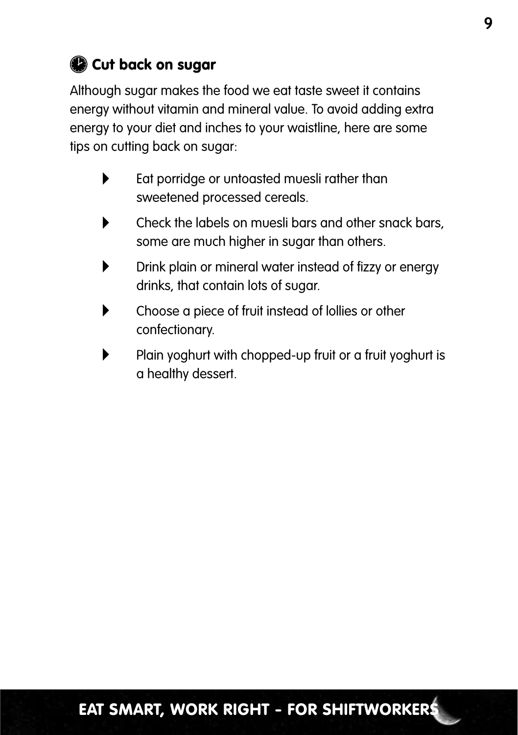## Cut back on sugar

Although sugar makes the food we eat taste sweet it contains energy without vitamin and mineral value. To avoid adding extra energy to your diet and inches to your waistline, here are some tips on cutting back on sugar:

- Eat porridge or untoasted muesli rather than sweetened processed cereals.
- Check the labels on muesli bars and other snack bars, some are much higher in sugar than others.
- Drink plain or mineral water instead of fizzy or energy drinks, that contain lots of sugar.
- Choose a piece of fruit instead of lollies or other confectionary.
- Plain yoghurt with chopped-up fruit or a fruit yoghurt is a healthy dessert.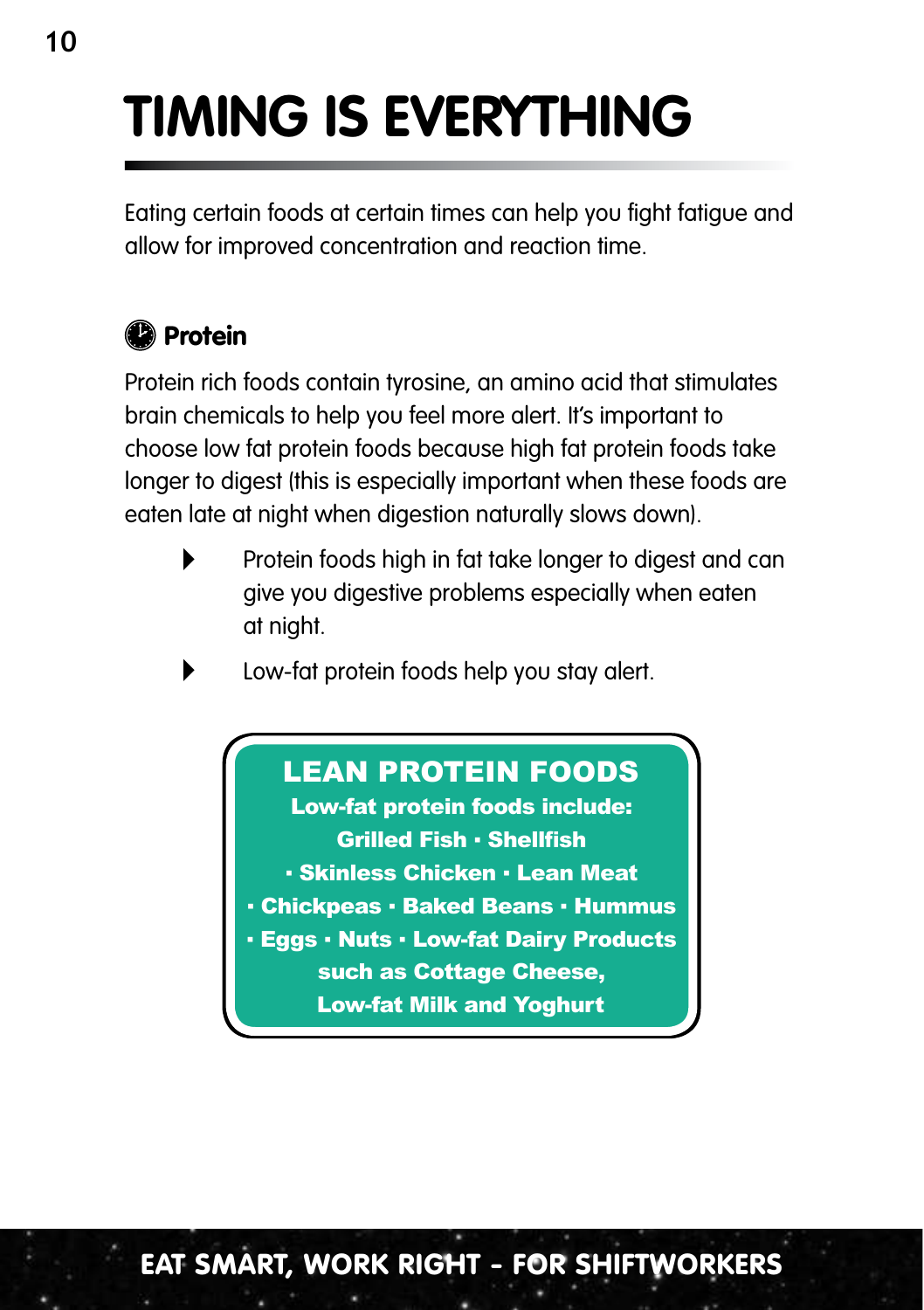# TIMING IS EVERYTHING

Eating certain foods at certain times can help you fight fatigue and allow for improved concentration and reaction time.

## Protein

Protein rich foods contain tyrosine, an amino acid that stimulates brain chemicals to help you feel more alert. It's important to choose low fat protein foods because high fat protein foods take longer to digest (this is especially important when these foods are eaten late at night when digestion naturally slows down).

- Protein foods high in fat take longer to digest and can give you digestive problems especially when eaten at night.
- Low-fat protein foods help you stay alert.

**LEAN PROTEIN FOODS**

**Low-fat protein foods include:**
**Grilled Fish · Shellfish · Skinless Chicken · Lean Meat · Chickpeas · Baked Beans · Hummus · Eggs · Nuts · Low-fat Dairy Products such as Cottage Cheese, Low-fat Milk and Yoghurt**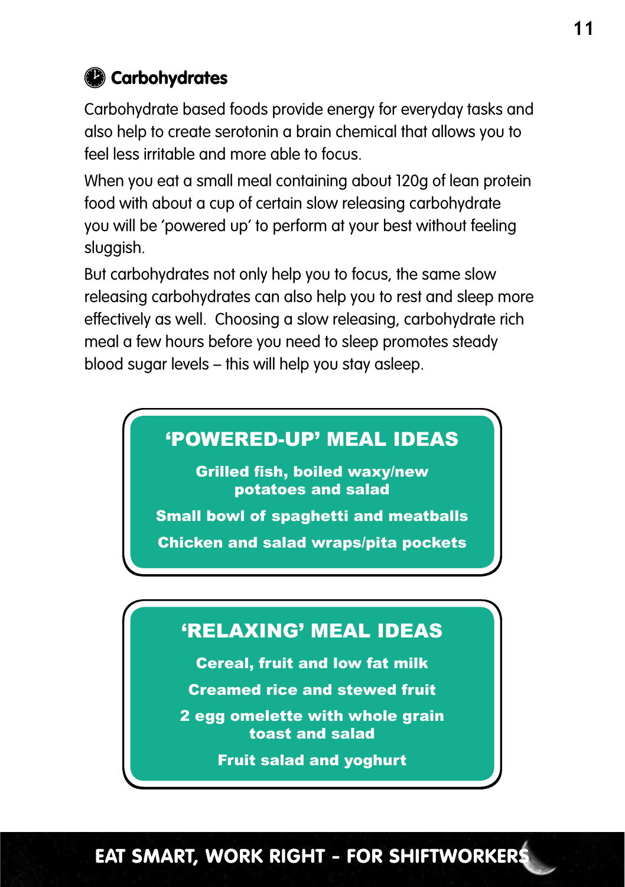## Carbohydrates

Carbohydrate based foods provide energy for everyday tasks and also help to create serotonin a brain chemical that allows you to feel less irritable and more able to focus.

When you eat a small meal containing about 120g of lean protein food with about a cup of certain slow releasing carbohydrate you will be 'powered up' to perform at your best without feeling sluggish.

But carbohydrates not only help you to focus, the same slow releasing carbohydrates can also help you to rest and sleep more effectively as well. Choosing a slow releasing, carbohydrate rich meal a few hours before you need to sleep promotes steady blood sugar levels – this will help you stay asleep.

### 'POWERED-UP' MEAL IDEAS

**Grilled fish, boiled waxy/new potatoes and salad**

**Small bowl of spaghetti and meatballs**

**Chicken and salad wraps/pita pockets**

### 'RELAXING' MEAL IDEAS

**Cereal, fruit and low fat milk**

**Creamed rice and stewed fruit**

**2 egg omelette with whole grain toast and salad**

**Fruit salad and yoghurt**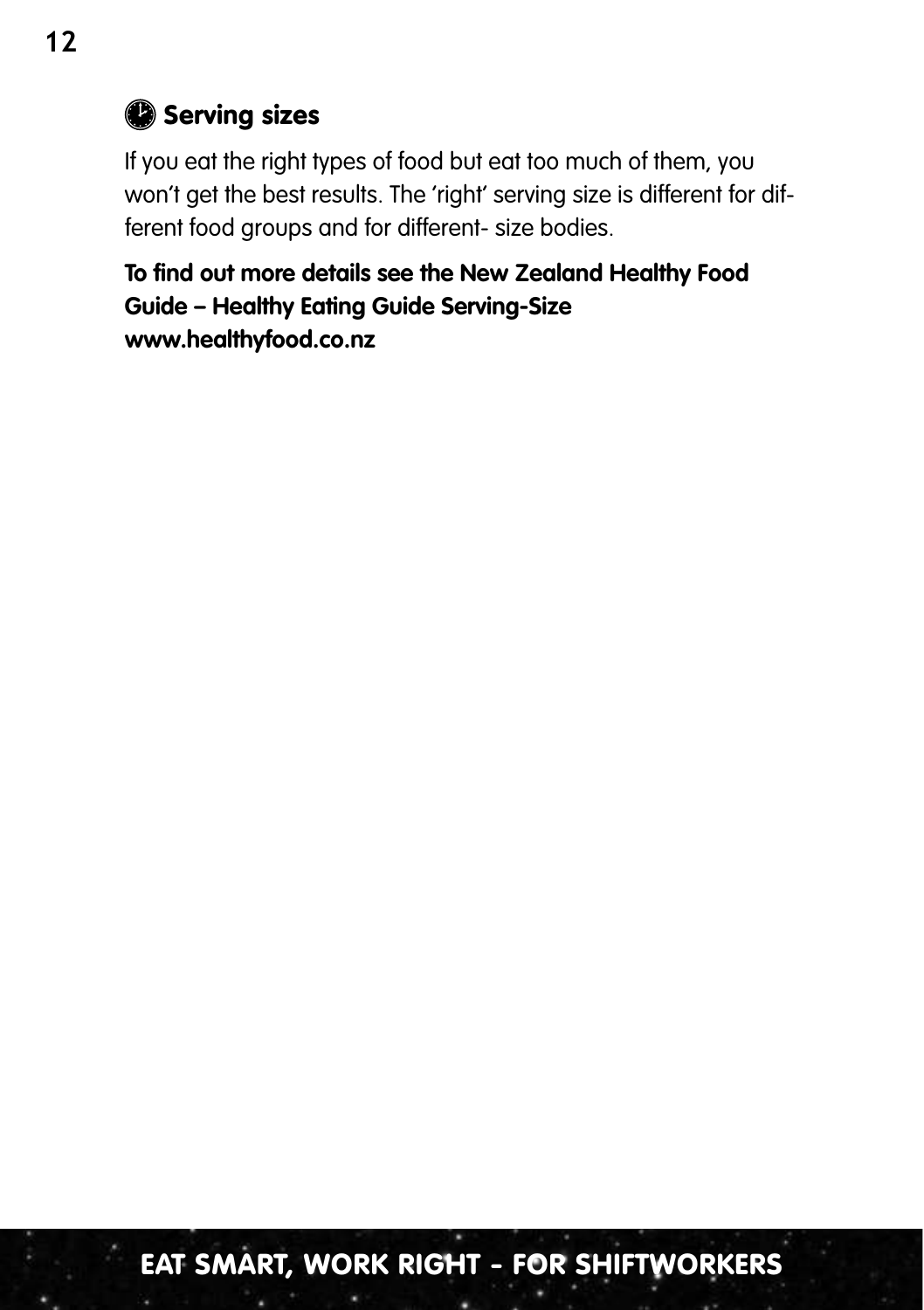## Serving sizes

If you eat the right types of food but eat too much of them, you won't get the best results. The 'right' serving size is different for different food groups and for different- size bodies.

**To find out more details see the New Zealand Healthy Food Guide – Healthy Eating Guide Serving-Size www.healthyfood.co.nz**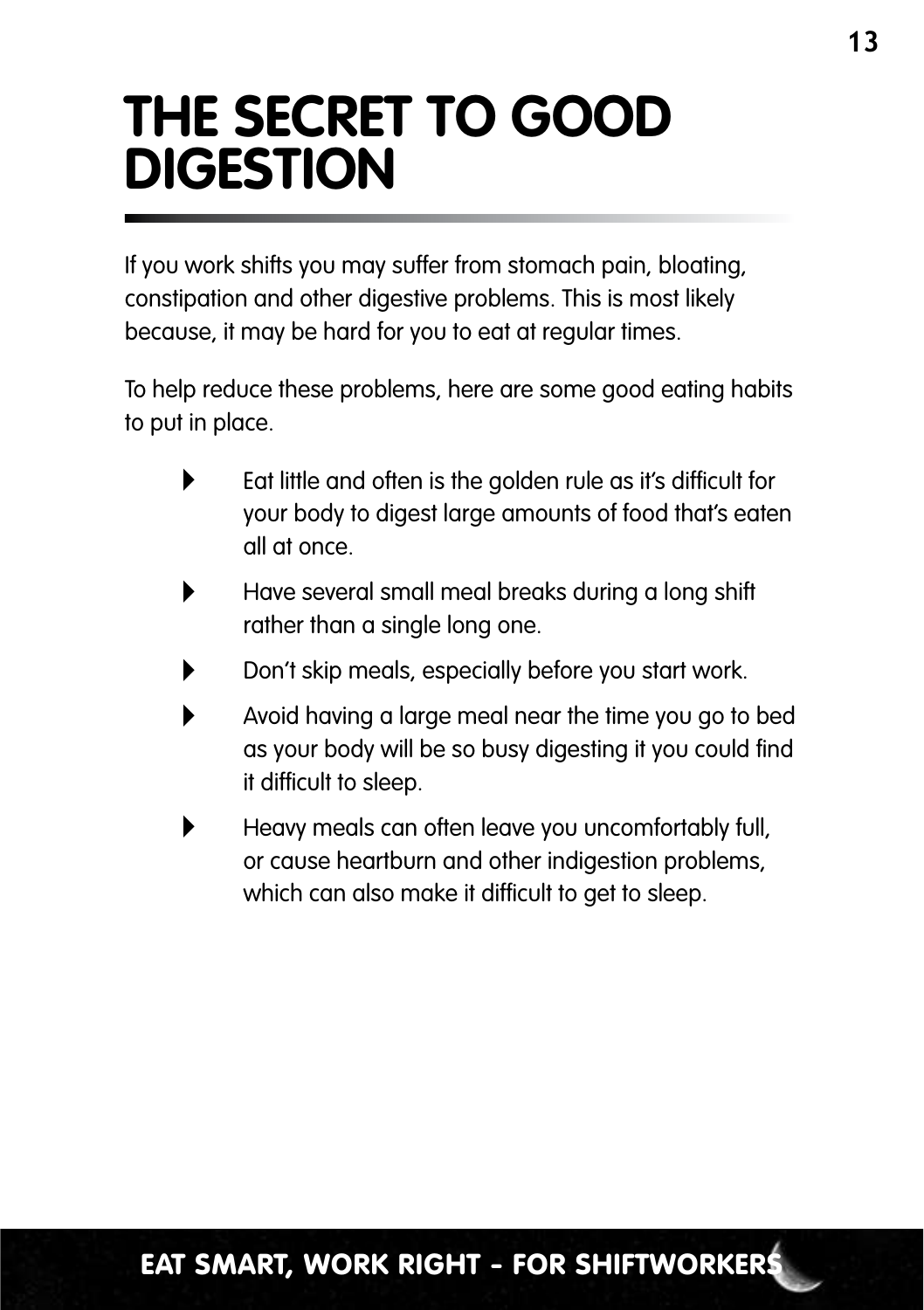# THE SECRET TO GOOD DIGESTION

If you work shifts you may suffer from stomach pain, bloating, constipation and other digestive problems. This is most likely because, it may be hard for you to eat at regular times.

To help reduce these problems, here are some good eating habits to put in place.

- Eat little and often is the golden rule as it's difficult for your body to digest large amounts of food that's eaten all at once.
- Have several small meal breaks during a long shift rather than a single long one.
- Don't skip meals, especially before you start work.
- Avoid having a large meal near the time you go to bed as your body will be so busy digesting it you could find it difficult to sleep.
- Heavy meals can often leave you uncomfortably full, or cause heartburn and other indigestion problems, which can also make it difficult to get to sleep.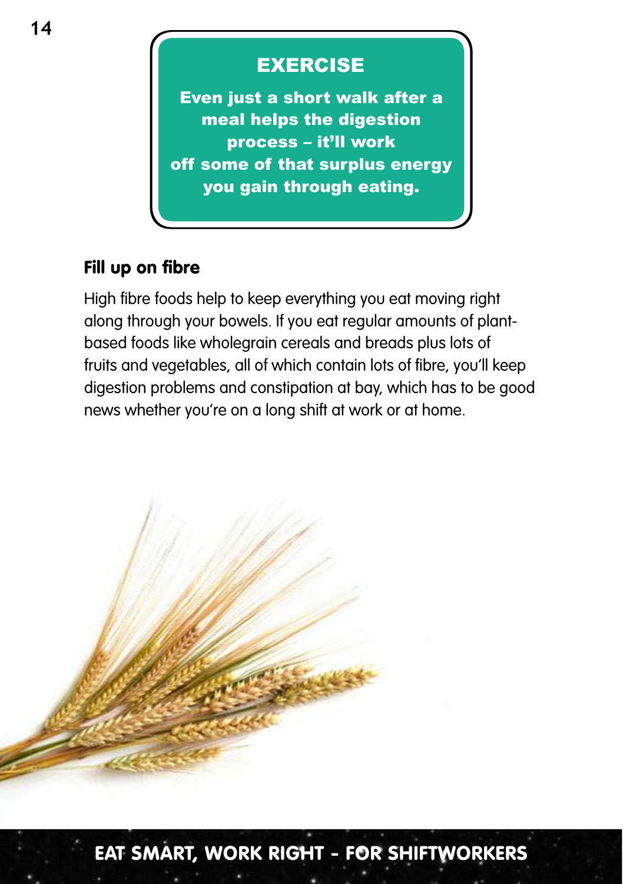## EXERCISE

**Even just a short walk after a meal helps the digestion process – it'll work off some of that surplus energy you gain through eating.**

### Fill up on fibre

High fibre foods help to keep everything you eat moving right along through your bowels. If you eat regular amounts of plant-based foods like wholegrain cereals and breads plus lots of fruits and vegetables, all of which contain lots of fibre, you'll keep digestion problems and constipation at bay, which has to be good news whether you're on a long shift at work or at home.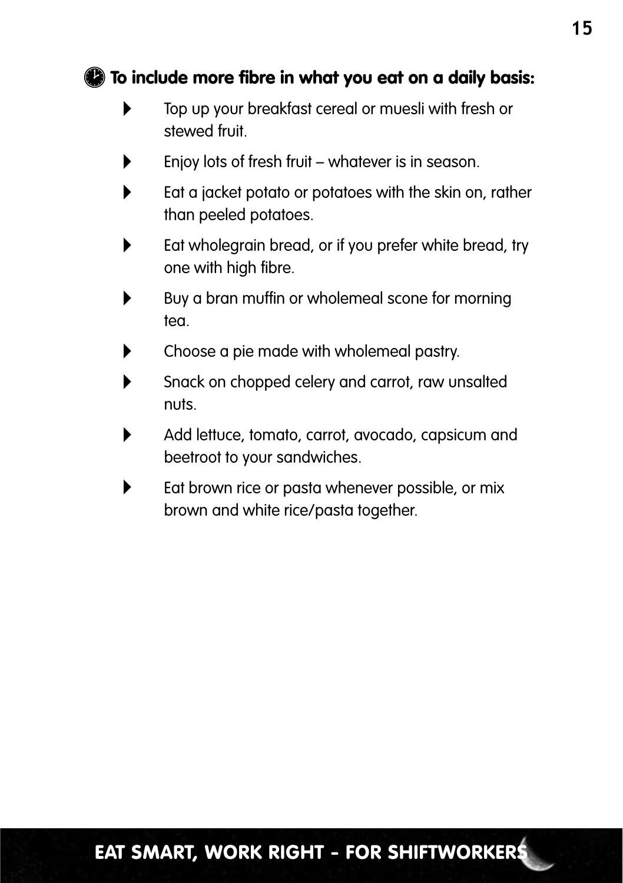### To include more fibre in what you eat on a daily basis:

- Top up your breakfast cereal or muesli with fresh or stewed fruit.
- Enjoy lots of fresh fruit – whatever is in season.
- Eat a jacket potato or potatoes with the skin on, rather than peeled potatoes.
- Eat wholegrain bread, or if you prefer white bread, try one with high fibre.
- Buy a bran muffin or wholemeal scone for morning tea.
- Choose a pie made with wholemeal pastry.
- Snack on chopped celery and carrot, raw unsalted nuts.
- Add lettuce, tomato, carrot, avocado, capsicum and beetroot to your sandwiches.
- Eat brown rice or pasta whenever possible, or mix brown and white rice/pasta together.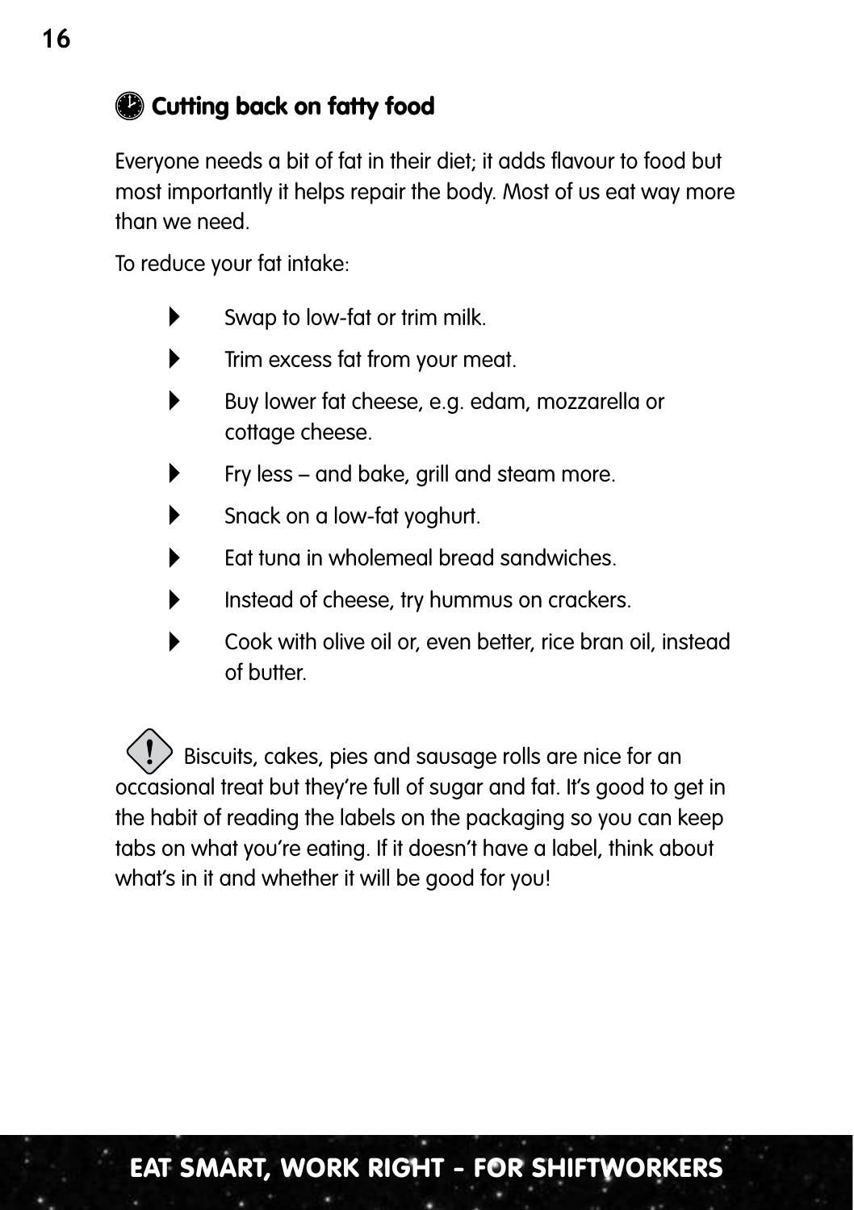## Cutting back on fatty food

Everyone needs a bit of fat in their diet; it adds flavour to food but most importantly it helps repair the body. Most of us eat way more than we need.

To reduce your fat intake:

- Swap to low-fat or trim milk.
- Trim excess fat from your meat.
- Buy lower fat cheese, e.g. edam, mozzarella or cottage cheese.
- Fry less – and bake, grill and steam more.
- Snack on a low-fat yoghurt.
- Eat tuna in wholemeal bread sandwiches.
- Instead of cheese, try hummus on crackers.
- Cook with olive oil or, even better, rice bran oil, instead of butter.

Biscuits, cakes, pies and sausage rolls are nice for an occasional treat but they're full of sugar and fat. It's good to get in the habit of reading the labels on the packaging so you can keep tabs on what you're eating. If it doesn't have a label, think about what's in it and whether it will be good for you!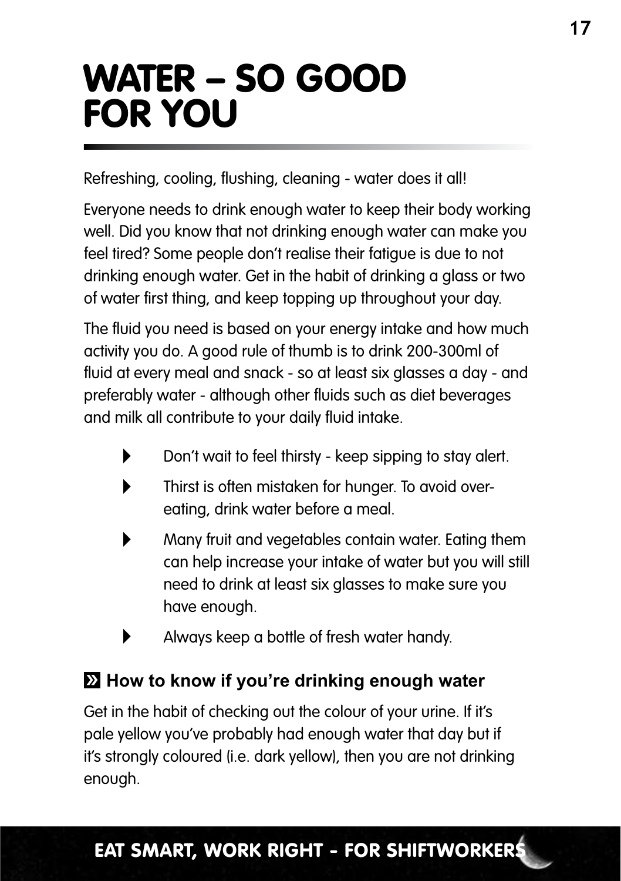# WATER – SO GOOD FOR YOU

Refreshing, cooling, flushing, cleaning - water does it all!

Everyone needs to drink enough water to keep their body working well. Did you know that not drinking enough water can make you feel tired? Some people don't realise their fatigue is due to not drinking enough water. Get in the habit of drinking a glass or two of water first thing, and keep topping up throughout your day.

The fluid you need is based on your energy intake and how much activity you do. A good rule of thumb is to drink 200-300ml of fluid at every meal and snack - so at least six glasses a day - and preferably water - although other fluids such as diet beverages and milk all contribute to your daily fluid intake.

- Don't wait to feel thirsty - keep sipping to stay alert.
- Thirst is often mistaken for hunger. To avoid over-eating, drink water before a meal.
- Many fruit and vegetables contain water. Eating them can help increase your intake of water but you will still need to drink at least six glasses to make sure you have enough.
- Always keep a bottle of fresh water handy.

## How to know if you're drinking enough water

Get in the habit of checking out the colour of your urine. If it's pale yellow you've probably had enough water that day but if it's strongly coloured (i.e. dark yellow), then you are not drinking enough.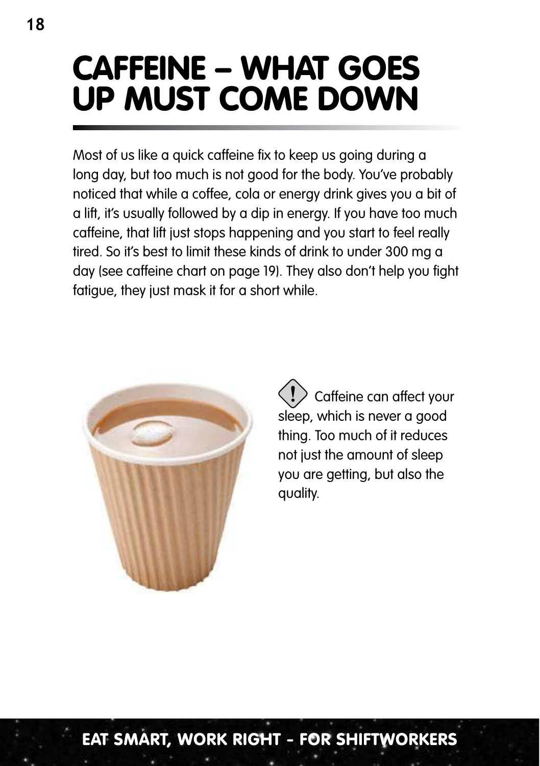# CAFFEINE – WHAT GOES UP MUST COME DOWN

Most of us like a quick caffeine fix to keep us going during a long day, but too much is not good for the body. You've probably noticed that while a coffee, cola or energy drink gives you a bit of a lift, it's usually followed by a dip in energy. If you have too much caffeine, that lift just stops happening and you start to feel really tired. So it's best to limit these kinds of drink to under 300 mg a day (see caffeine chart on page 19). They also don't help you fight fatigue, they just mask it for a short while.

Caffeine can affect your sleep, which is never a good thing. Too much of it reduces not just the amount of sleep you are getting, but also the quality.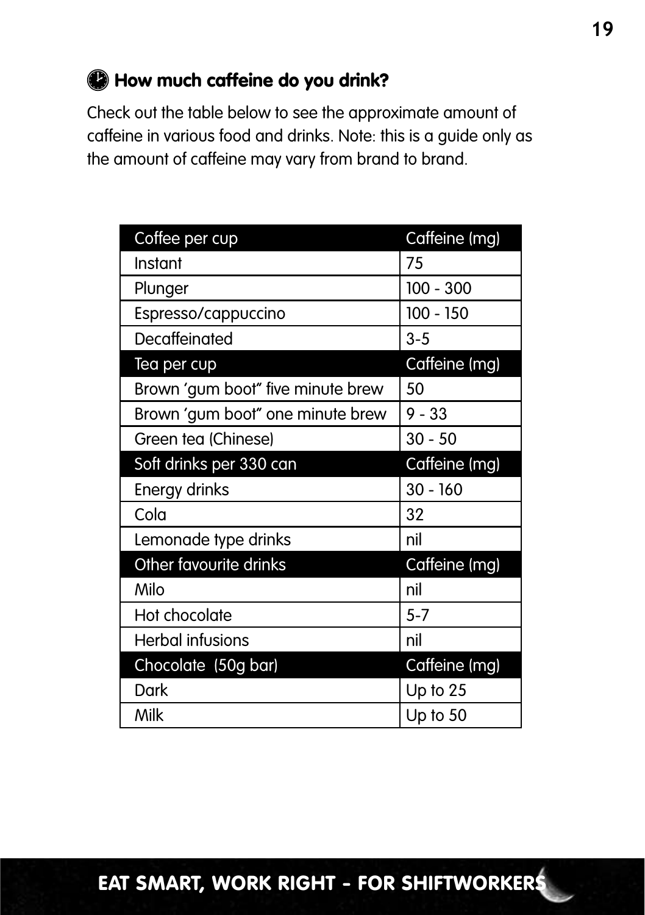## How much caffeine do you drink?

Check out the table below to see the approximate amount of caffeine in various food and drinks. Note: this is a guide only as the amount of caffeine may vary from brand to brand.

| Coffee per cup | Caffeine (mg) |
|---|---|
| Instant | 75 |
| Plunger | 100 - 300 |
| Espresso/cappuccino | 100 - 150 |
| Decaffeinated | 3-5 |
| **Tea per cup** | **Caffeine (mg)** |
| Brown 'gum boot" five minute brew | 50 |
| Brown 'gum boot" one minute brew | 9 - 33 |
| Green tea (Chinese) | 30 - 50 |
| **Soft drinks per 330 can** | **Caffeine (mg)** |
| Energy drinks | 30 - 160 |
| Cola | 32 |
| Lemonade type drinks | nil |
| **Other favourite drinks** | **Caffeine (mg)** |
| Milo | nil |
| Hot chocolate | 5-7 |
| Herbal infusions | nil |
| **Chocolate (50g bar)** | **Caffeine (mg)** |
| Dark | Up to 25 |
| Milk | Up to 50 |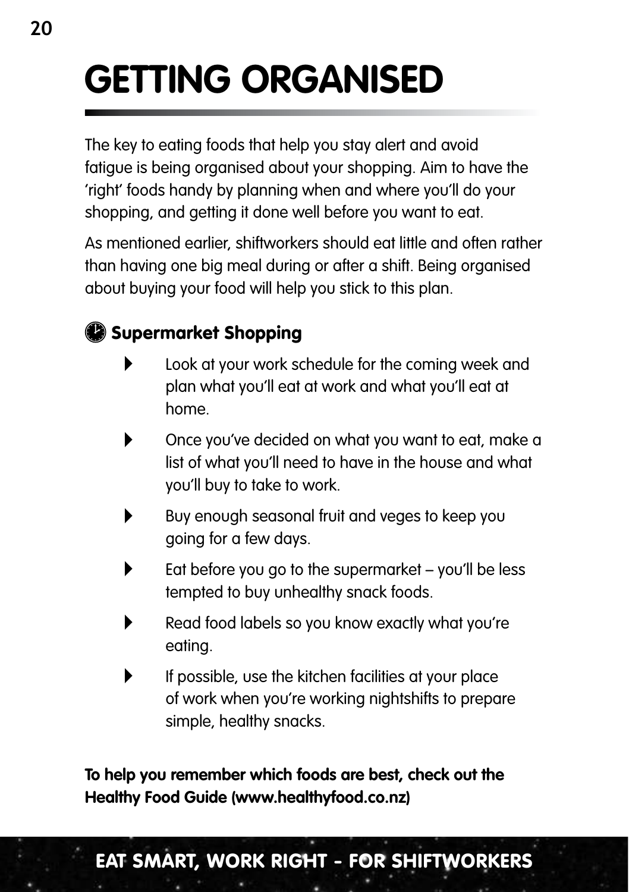# GETTING ORGANISED

The key to eating foods that help you stay alert and avoid fatigue is being organised about your shopping. Aim to have the 'right' foods handy by planning when and where you'll do your shopping, and getting it done well before you want to eat.

As mentioned earlier, shiftworkers should eat little and often rather than having one big meal during or after a shift. Being organised about buying your food will help you stick to this plan.

## Supermarket Shopping

- Look at your work schedule for the coming week and plan what you'll eat at work and what you'll eat at home.
- Once you've decided on what you want to eat, make a list of what you'll need to have in the house and what you'll buy to take to work.
- Buy enough seasonal fruit and veges to keep you going for a few days.
- Eat before you go to the supermarket – you'll be less tempted to buy unhealthy snack foods.
- Read food labels so you know exactly what you're eating.
- If possible, use the kitchen facilities at your place of work when you're working nightshifts to prepare simple, healthy snacks.

**To help you remember which foods are best, check out the Healthy Food Guide (www.healthyfood.co.nz)**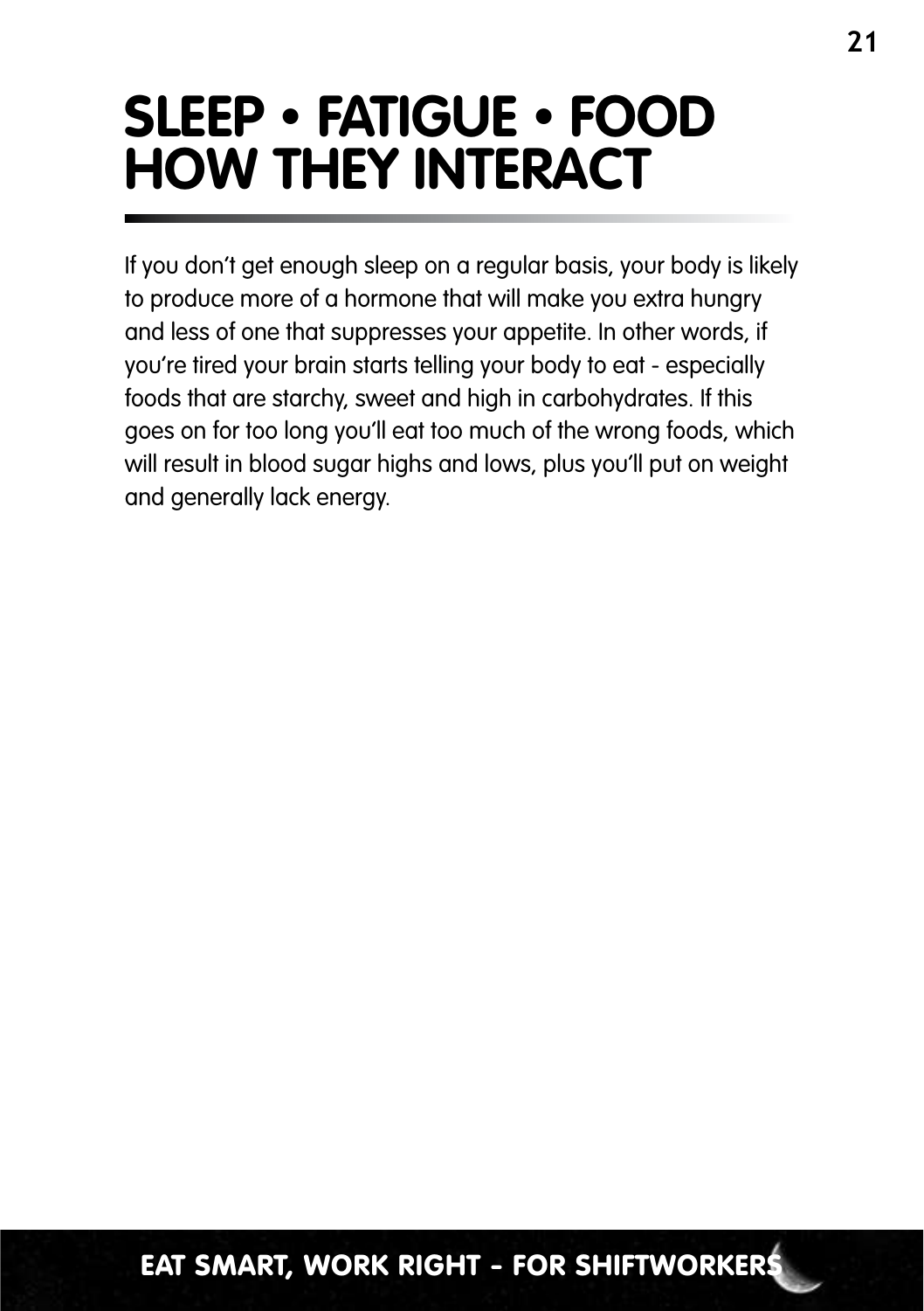# SLEEP • FATIGUE • FOOD HOW THEY INTERACT

If you don't get enough sleep on a regular basis, your body is likely to produce more of a hormone that will make you extra hungry and less of one that suppresses your appetite. In other words, if you're tired your brain starts telling your body to eat - especially foods that are starchy, sweet and high in carbohydrates. If this goes on for too long you'll eat too much of the wrong foods, which will result in blood sugar highs and lows, plus you'll put on weight and generally lack energy.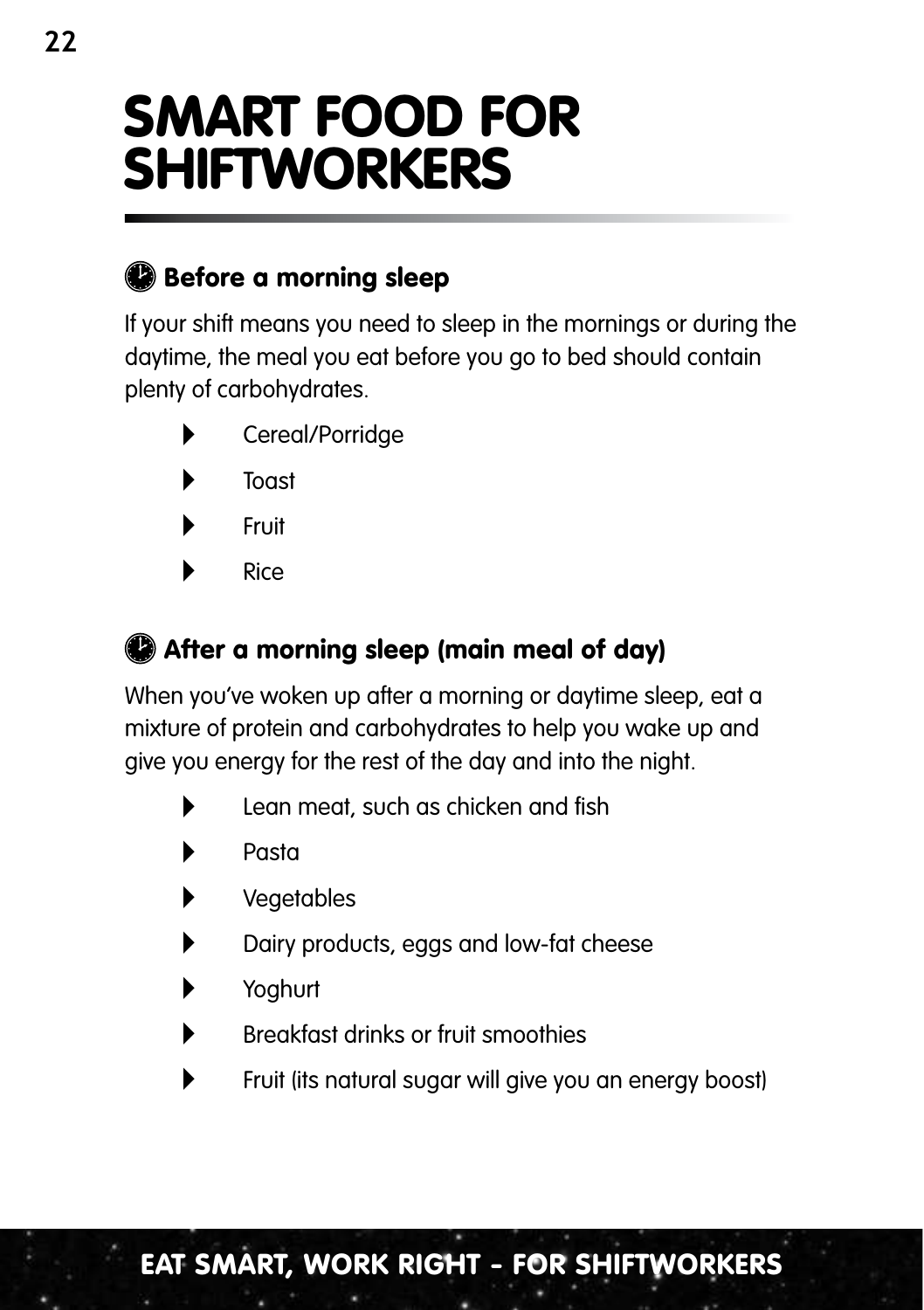# SMART FOOD FOR SHIFTWORKERS

## Before a morning sleep

If your shift means you need to sleep in the mornings or during the daytime, the meal you eat before you go to bed should contain plenty of carbohydrates.

- Cereal/Porridge
- Toast
- Fruit
- Rice

## After a morning sleep (main meal of day)

When you've woken up after a morning or daytime sleep, eat a mixture of protein and carbohydrates to help you wake up and give you energy for the rest of the day and into the night.

- Lean meat, such as chicken and fish
- Pasta
- Vegetables
- Dairy products, eggs and low-fat cheese
- Yoghurt
- Breakfast drinks or fruit smoothies
- Fruit (its natural sugar will give you an energy boost)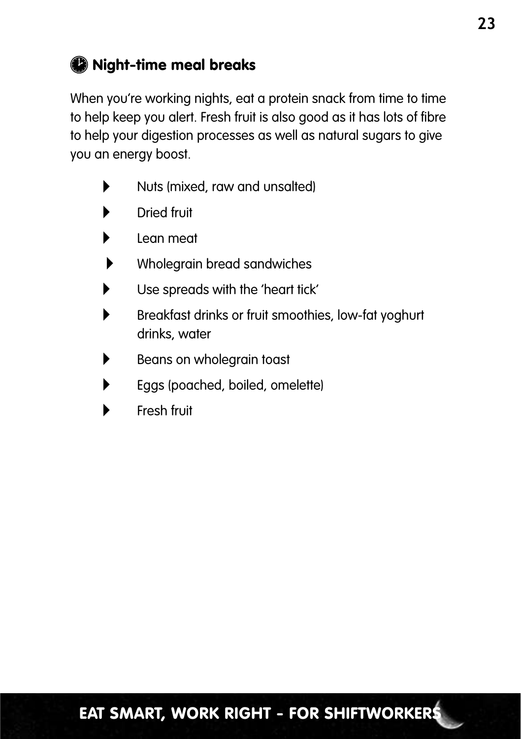### Night-time meal breaks

When you're working nights, eat a protein snack from time to time to help keep you alert. Fresh fruit is also good as it has lots of fibre to help your digestion processes as well as natural sugars to give you an energy boost.

- Nuts (mixed, raw and unsalted)
- Dried fruit
- Lean meat
- Wholegrain bread sandwiches
- Use spreads with the 'heart tick'
- Breakfast drinks or fruit smoothies, low-fat yoghurt drinks, water
- Beans on wholegrain toast
- Eggs (poached, boiled, omelette)
- Fresh fruit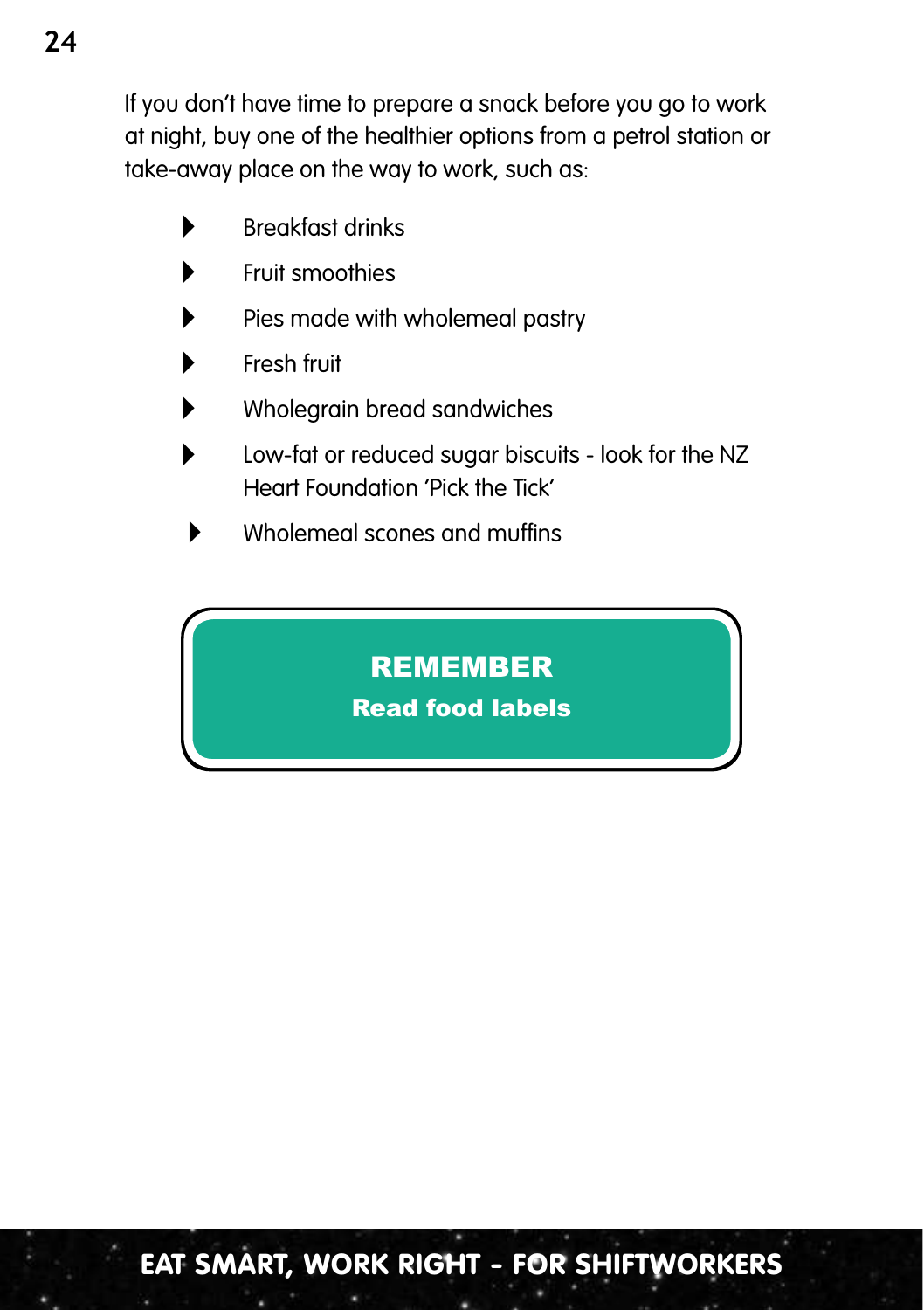If you don't have time to prepare a snack before you go to work at night, buy one of the healthier options from a petrol station or take-away place on the way to work, such as:

- Breakfast drinks
- Fruit smoothies
- Pies made with wholemeal pastry
- Fresh fruit
- Wholegrain bread sandwiches
- Low-fat or reduced sugar biscuits - look for the NZ Heart Foundation 'Pick the Tick'
- Wholemeal scones and muffins

**REMEMBER**
**Read food labels**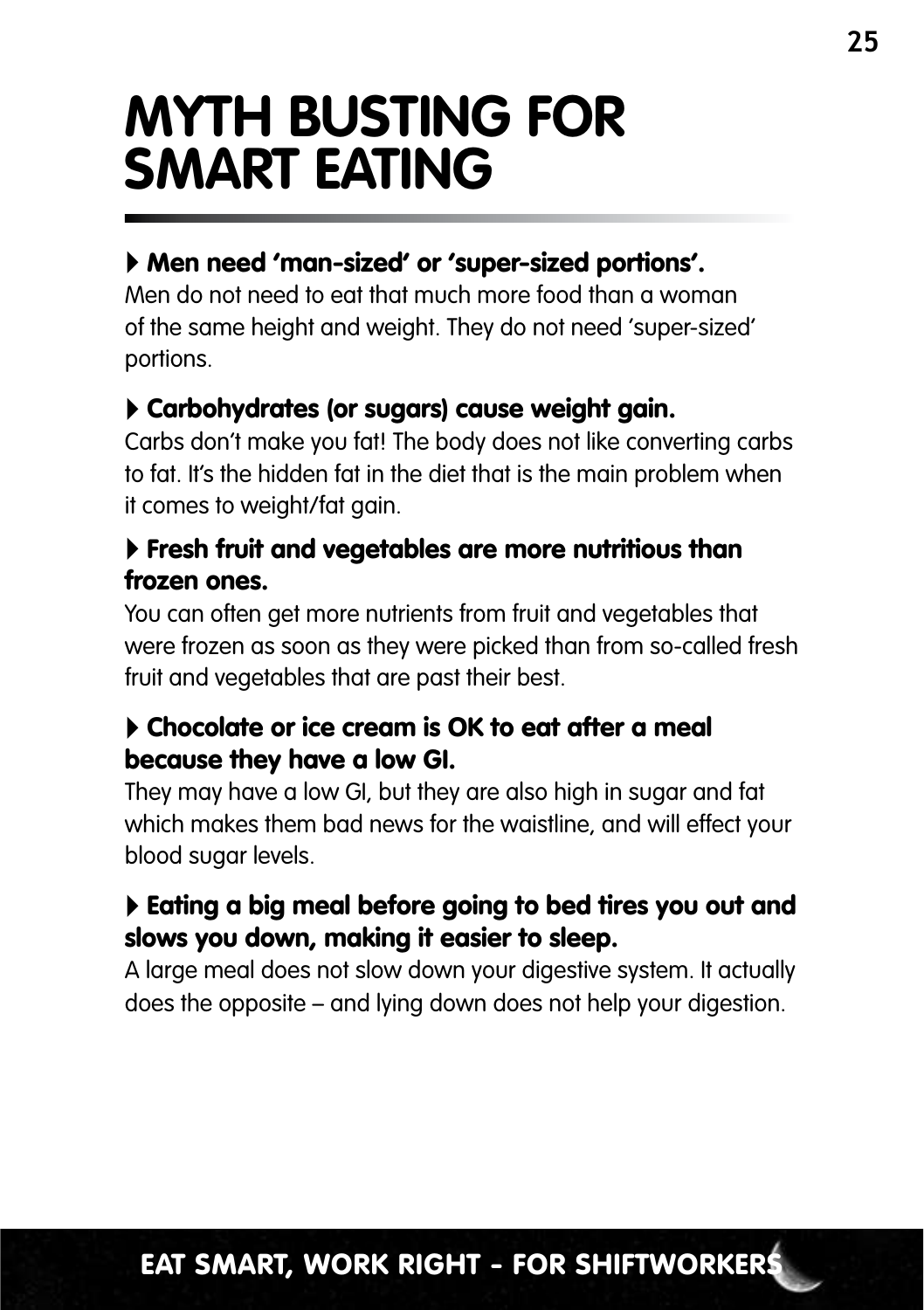# MYTH BUSTING FOR SMART EATING

**Men need 'man-sized' or 'super-sized portions'.**
Men do not need to eat that much more food than a woman of the same height and weight. They do not need 'super-sized' portions.

**Carbohydrates (or sugars) cause weight gain.**
Carbs don't make you fat! The body does not like converting carbs to fat. It's the hidden fat in the diet that is the main problem when it comes to weight/fat gain.

**Fresh fruit and vegetables are more nutritious than frozen ones.**
You can often get more nutrients from fruit and vegetables that were frozen as soon as they were picked than from so-called fresh fruit and vegetables that are past their best.

**Chocolate or ice cream is OK to eat after a meal because they have a low GI.**
They may have a low GI, but they are also high in sugar and fat which makes them bad news for the waistline, and will effect your blood sugar levels.

**Eating a big meal before going to bed tires you out and slows you down, making it easier to sleep.**
A large meal does not slow down your digestive system. It actually does the opposite – and lying down does not help your digestion.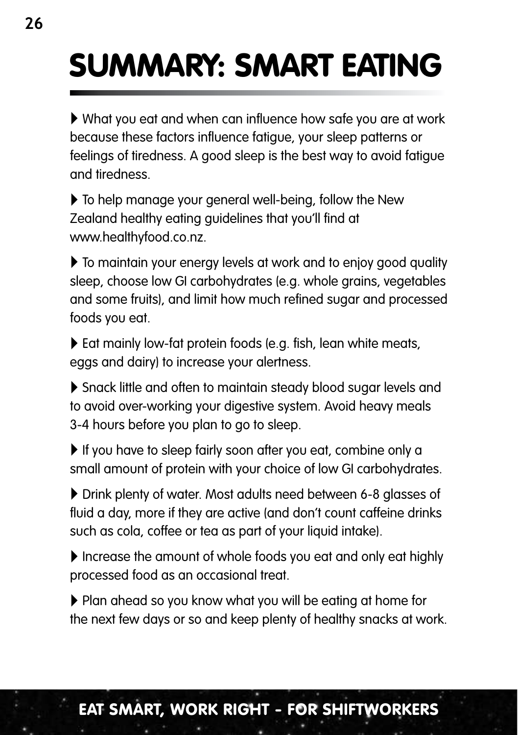# SUMMARY: SMART EATING

- What you eat and when can influence how safe you are at work because these factors influence fatigue, your sleep patterns or feelings of tiredness. A good sleep is the best way to avoid fatigue and tiredness.
- To help manage your general well-being, follow the New Zealand healthy eating guidelines that you'll find at www.healthyfood.co.nz.
- To maintain your energy levels at work and to enjoy good quality sleep, choose low GI carbohydrates (e.g. whole grains, vegetables and some fruits), and limit how much refined sugar and processed foods you eat.
- Eat mainly low-fat protein foods (e.g. fish, lean white meats, eggs and dairy) to increase your alertness.
- Snack little and often to maintain steady blood sugar levels and to avoid over-working your digestive system. Avoid heavy meals 3-4 hours before you plan to go to sleep.
- If you have to sleep fairly soon after you eat, combine only a small amount of protein with your choice of low GI carbohydrates.
- Drink plenty of water. Most adults need between 6-8 glasses of fluid a day, more if they are active (and don't count caffeine drinks such as cola, coffee or tea as part of your liquid intake).
- Increase the amount of whole foods you eat and only eat highly processed food as an occasional treat.
- Plan ahead so you know what you will be eating at home for the next few days or so and keep plenty of healthy snacks at work.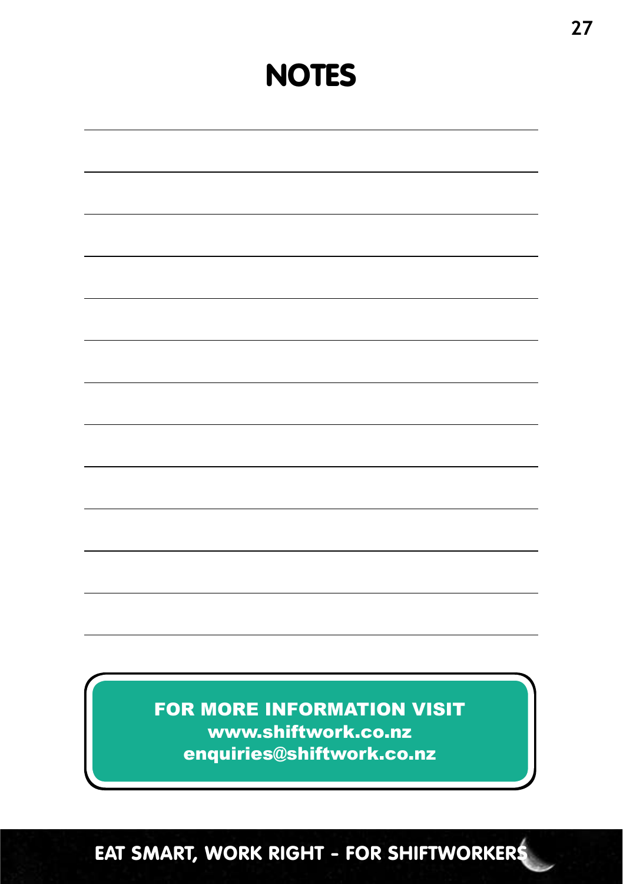# NOTES

**FOR MORE INFORMATION VISIT**
**www.shiftwork.co.nz**
**enquiries@shiftwork.co.nz**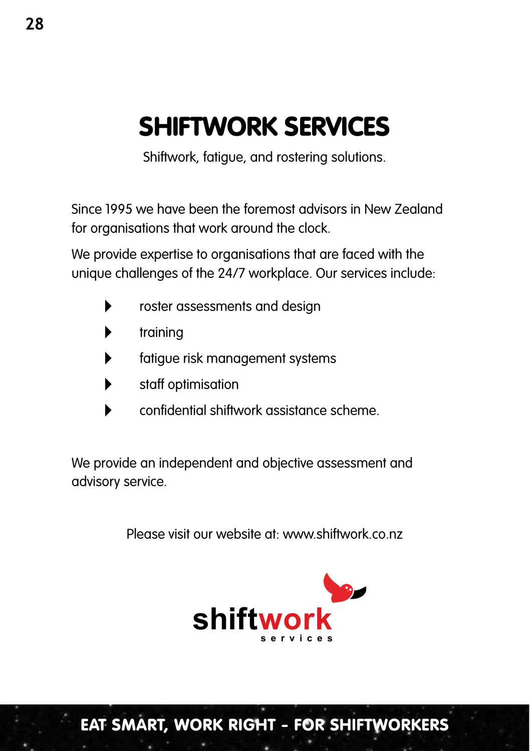# SHIFTWORK SERVICES

Shiftwork, fatigue, and rostering solutions.

Since 1995 we have been the foremost advisors in New Zealand for organisations that work around the clock.

We provide expertise to organisations that are faced with the unique challenges of the 24/7 workplace. Our services include:

- roster assessments and design
- training
- fatigue risk management systems
- staff optimisation
- confidential shiftwork assistance scheme.

We provide an independent and objective assessment and advisory service.

Please visit our website at: www.shiftwork.co.nz

shiftwork
services